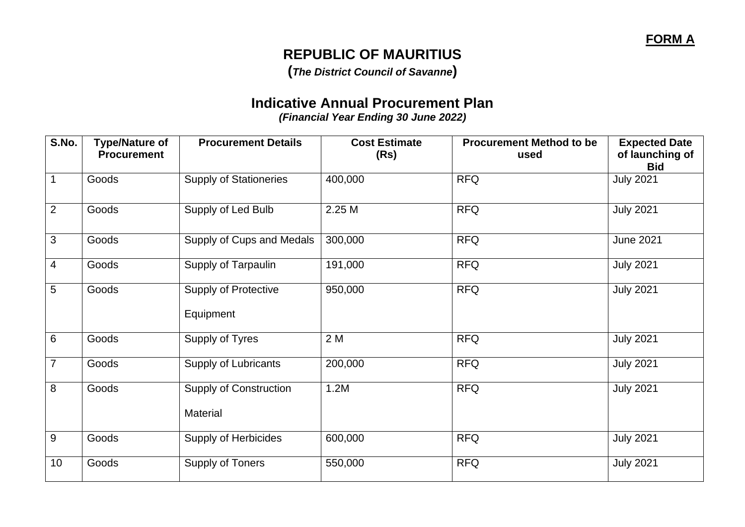**FORM A**

# REPUBLIC OF MAURITIUS

**(*The District Council of Savanne*)**

## Indicative Annual Procurement Plan

***(Financial Year Ending 30 June 2022)***

| S.No. | Type/Nature of Procurement | Procurement Details | Cost Estimate (Rs) | Procurement Method to be used | Expected Date of launching of Bid |
|---|---|---|---|---|---|
| 1 | Goods | Supply of Stationeries | 400,000 | RFQ | July 2021 |
| 2 | Goods | Supply of Led Bulb | 2.25 M | RFQ | July 2021 |
| 3 | Goods | Supply of Cups and Medals | 300,000 | RFQ | June 2021 |
| 4 | Goods | Supply of Tarpaulin | 191,000 | RFQ | July 2021 |
| 5 | Goods | Supply of Protective Equipment | 950,000 | RFQ | July 2021 |
| 6 | Goods | Supply of Tyres | 2 M | RFQ | July 2021 |
| 7 | Goods | Supply of Lubricants | 200,000 | RFQ | July 2021 |
| 8 | Goods | Supply of Construction Material | 1.2M | RFQ | July 2021 |
| 9 | Goods | Supply of Herbicides | 600,000 | RFQ | July 2021 |
| 10 | Goods | Supply of Toners | 550,000 | RFQ | July 2021 |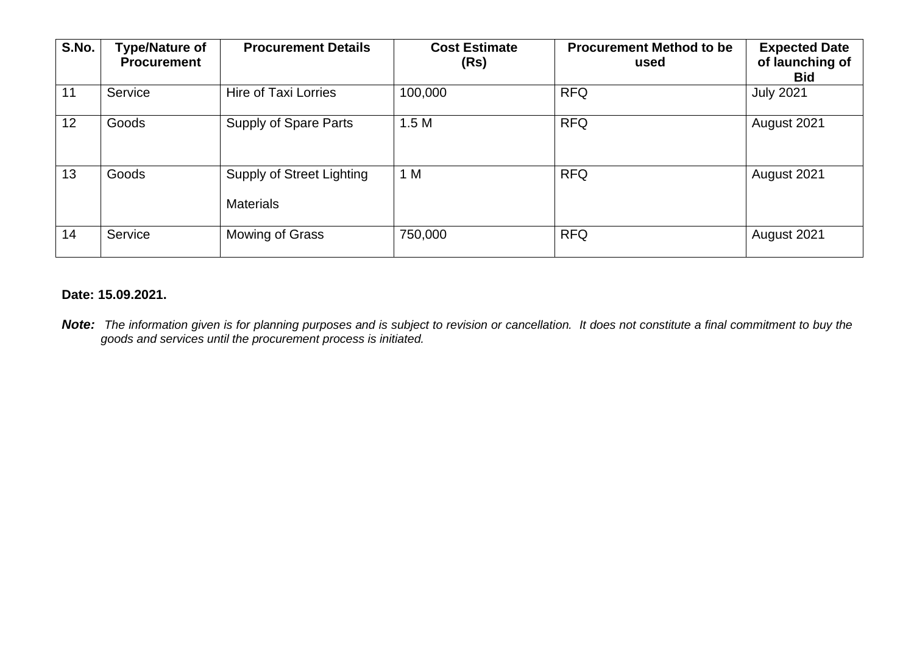| S.No. | Type/Nature of Procurement | Procurement Details | Cost Estimate (Rs) | Procurement Method to be used | Expected Date of launching of Bid |
|---|---|---|---|---|---|
| 11 | Service | Hire of Taxi Lorries | 100,000 | RFQ | July 2021 |
| 12 | Goods | Supply of Spare Parts | 1.5 M | RFQ | August 2021 |
| 13 | Goods | Supply of Street Lighting Materials | 1 M | RFQ | August 2021 |
| 14 | Service | Mowing of Grass | 750,000 | RFQ | August 2021 |

**Date: 15.09.2021.**

***Note:*** *The information given is for planning purposes and is subject to revision or cancellation. It does not constitute a final commitment to buy the goods and services until the procurement process is initiated.*